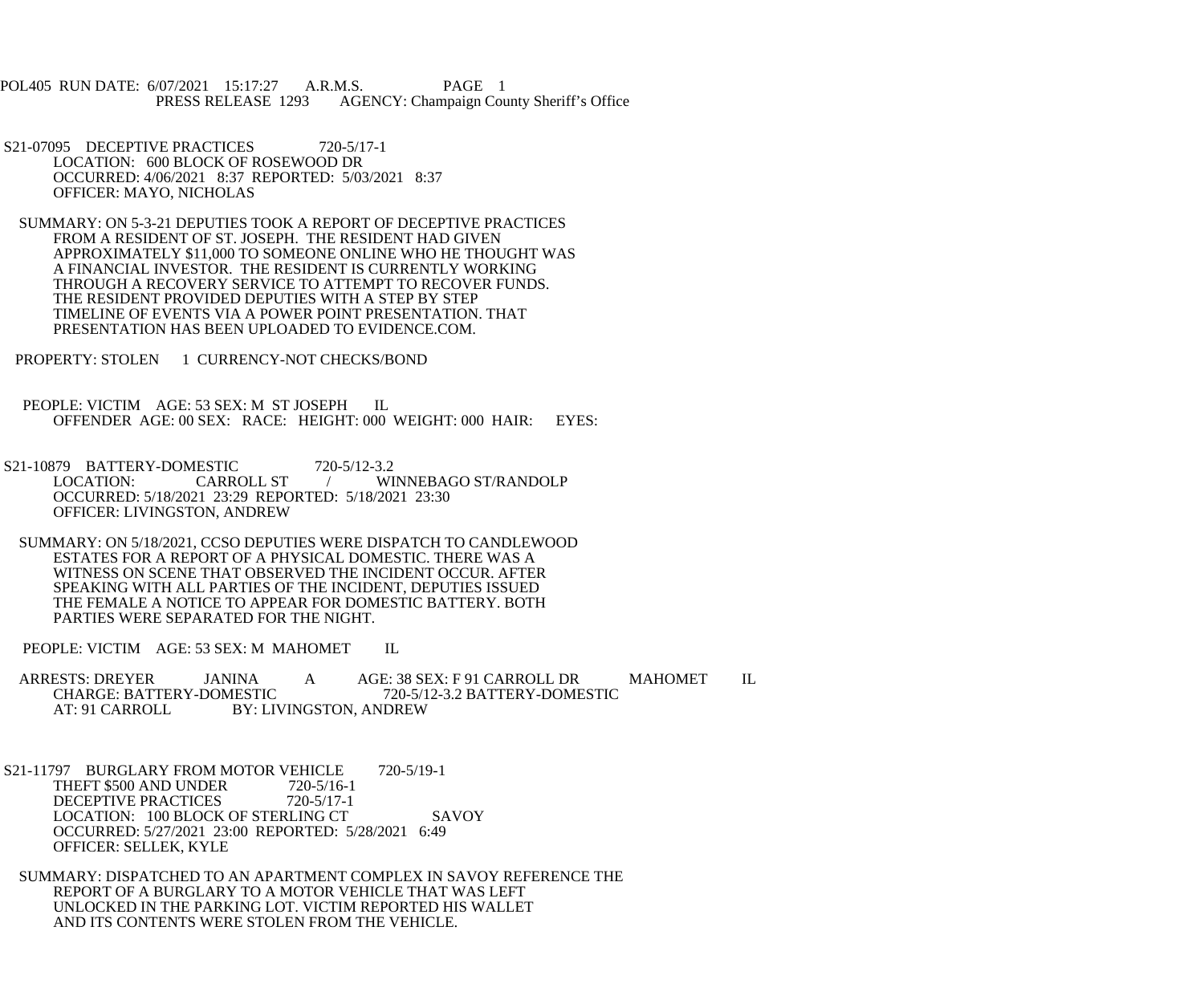POL405 RUN DATE: 6/07/2021 15:17:27 A.R.M.S. PAGE 1
PRESS RELEASE 1293 AGENCY: Champaign County Sheriff's Office

S21-07095 DECEPTIVE PRACTICES 720-5/17-1
LOCATION: 600 BLOCK OF ROSEWOOD DR
OCCURRED: 4/06/2021 8:37 REPORTED: 5/03/2021 8:37
OFFICER: MAYO, NICHOLAS

SUMMARY: ON 5-3-21 DEPUTIES TOOK A REPORT OF DECEPTIVE PRACTICES FROM A RESIDENT OF ST. JOSEPH. THE RESIDENT HAD GIVEN APPROXIMATELY $11,000 TO SOMEONE ONLINE WHO HE THOUGHT WAS A FINANCIAL INVESTOR. THE RESIDENT IS CURRENTLY WORKING THROUGH A RECOVERY SERVICE TO ATTEMPT TO RECOVER FUNDS. THE RESIDENT PROVIDED DEPUTIES WITH A STEP BY STEP TIMELINE OF EVENTS VIA A POWER POINT PRESENTATION. THAT PRESENTATION HAS BEEN UPLOADED TO EVIDENCE.COM.

PROPERTY: STOLEN 1 CURRENCY-NOT CHECKS/BOND

PEOPLE: VICTIM AGE: 53 SEX: M ST JOSEPH IL
OFFENDER AGE: 00 SEX: RACE: HEIGHT: 000 WEIGHT: 000 HAIR: EYES:

S21-10879 BATTERY-DOMESTIC 720-5/12-3.2
LOCATION: CARROLL ST / WINNEBAGO ST/RANDOLP
OCCURRED: 5/18/2021 23:29 REPORTED: 5/18/2021 23:30
OFFICER: LIVINGSTON, ANDREW

SUMMARY: ON 5/18/2021, CCSO DEPUTIES WERE DISPATCH TO CANDLEWOOD ESTATES FOR A REPORT OF A PHYSICAL DOMESTIC. THERE WAS A WITNESS ON SCENE THAT OBSERVED THE INCIDENT OCCUR. AFTER SPEAKING WITH ALL PARTIES OF THE INCIDENT, DEPUTIES ISSUED THE FEMALE A NOTICE TO APPEAR FOR DOMESTIC BATTERY. BOTH PARTIES WERE SEPARATED FOR THE NIGHT.

PEOPLE: VICTIM AGE: 53 SEX: M MAHOMET IL

ARRESTS: DREYER JANINA A AGE: 38 SEX: F 91 CARROLL DR MAHOMET IL
CHARGE: BATTERY-DOMESTIC 720-5/12-3.2 BATTERY-DOMESTIC
AT: 91 CARROLL BY: LIVINGSTON, ANDREW

S21-11797 BURGLARY FROM MOTOR VEHICLE 720-5/19-1
THEFT $500 AND UNDER 720-5/16-1
DECEPTIVE PRACTICES 720-5/17-1
LOCATION: 100 BLOCK OF STERLING CT SAVOY
OCCURRED: 5/27/2021 23:00 REPORTED: 5/28/2021 6:49
OFFICER: SELLEK, KYLE

SUMMARY: DISPATCHED TO AN APARTMENT COMPLEX IN SAVOY REFERENCE THE REPORT OF A BURGLARY TO A MOTOR VEHICLE THAT WAS LEFT UNLOCKED IN THE PARKING LOT. VICTIM REPORTED HIS WALLET AND ITS CONTENTS WERE STOLEN FROM THE VEHICLE.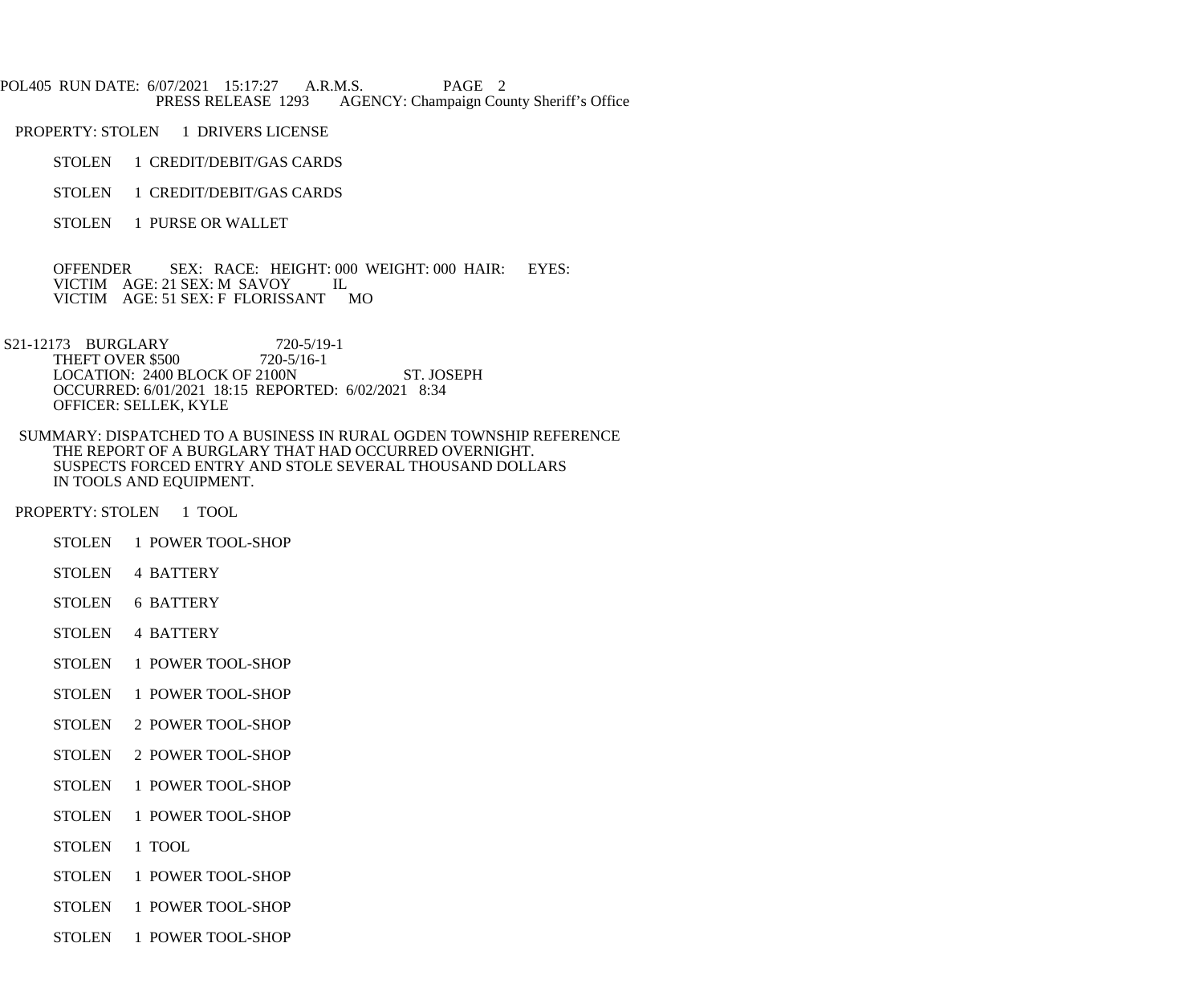PROPERTY: STOLEN 1 DRIVERS LICENSE

STOLEN 1 CREDIT/DEBIT/GAS CARDS

STOLEN 1 CREDIT/DEBIT/GAS CARDS

STOLEN 1 PURSE OR WALLET

OFFENDER SEX: RACE: HEIGHT: 000 WEIGHT: 000 HAIR: EYES:
VICTIM AGE: 21 SEX: M SAVOY IL
VICTIM AGE: 51 SEX: F FLORISSANT MO

S21-12173 BURGLARY 720-5/19-1
THEFT OVER $500 720-5/16-1
LOCATION: 2400 BLOCK OF 2100N ST. JOSEPH
OCCURRED: 6/01/2021 18:15 REPORTED: 6/02/2021 8:34
OFFICER: SELLEK, KYLE

SUMMARY: DISPATCHED TO A BUSINESS IN RURAL OGDEN TOWNSHIP REFERENCE THE REPORT OF A BURGLARY THAT HAD OCCURRED OVERNIGHT. SUSPECTS FORCED ENTRY AND STOLE SEVERAL THOUSAND DOLLARS IN TOOLS AND EQUIPMENT.

PROPERTY: STOLEN 1 TOOL

STOLEN 1 POWER TOOL-SHOP

STOLEN 4 BATTERY

STOLEN 6 BATTERY

STOLEN 4 BATTERY

STOLEN 1 POWER TOOL-SHOP

STOLEN 1 POWER TOOL-SHOP

STOLEN 2 POWER TOOL-SHOP

STOLEN 2 POWER TOOL-SHOP

STOLEN 1 POWER TOOL-SHOP

STOLEN 1 POWER TOOL-SHOP

STOLEN 1 TOOL

STOLEN 1 POWER TOOL-SHOP

STOLEN 1 POWER TOOL-SHOP

STOLEN 1 POWER TOOL-SHOP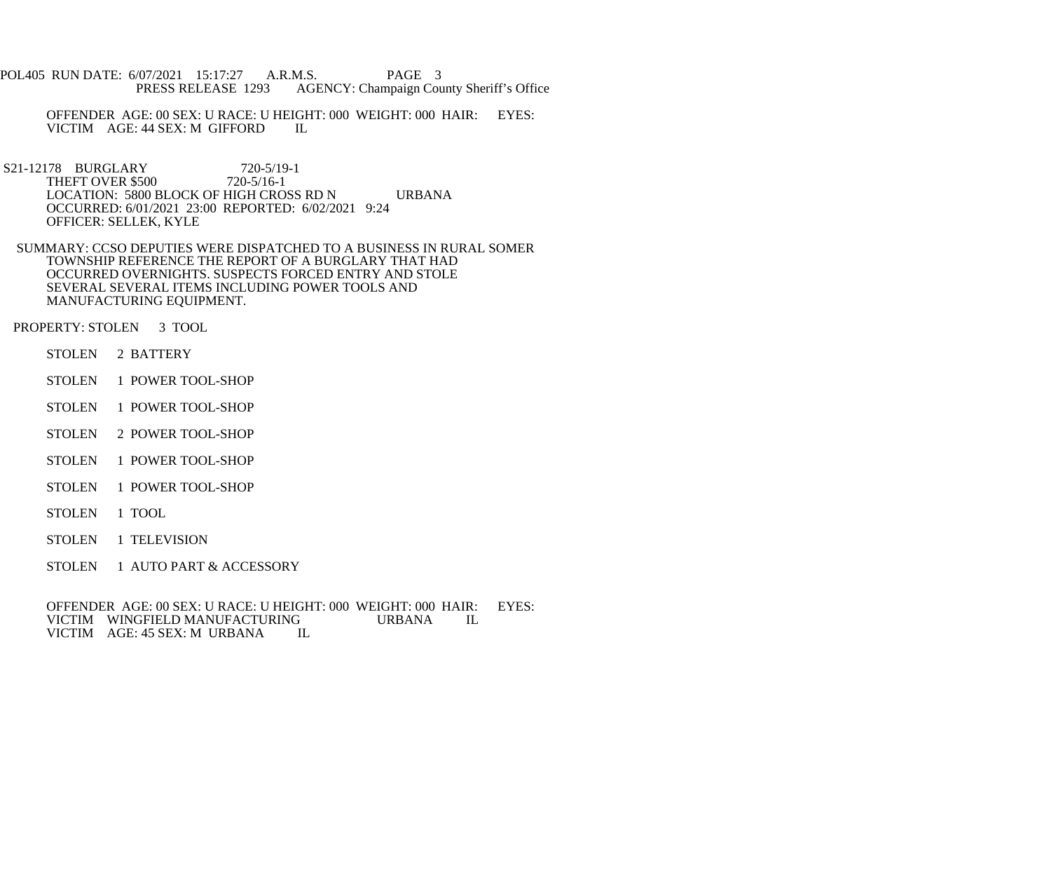POL405 RUN DATE: 6/07/2021 15:17:27 A.R.M.S. PAGE 3
PRESS RELEASE 1293 AGENCY: Champaign County Sheriff's Office

OFFENDER AGE: 00 SEX: U RACE: U HEIGHT: 000 WEIGHT: 000 HAIR: EYES:
VICTIM AGE: 44 SEX: M GIFFORD IL

S21-12178 BURGLARY 720-5/19-1
THEFT OVER $500 720-5/16-1
LOCATION: 5800 BLOCK OF HIGH CROSS RD N URBANA
OCCURRED: 6/01/2021 23:00 REPORTED: 6/02/2021 9:24
OFFICER: SELLEK, KYLE

SUMMARY: CCSO DEPUTIES WERE DISPATCHED TO A BUSINESS IN RURAL SOMER TOWNSHIP REFERENCE THE REPORT OF A BURGLARY THAT HAD OCCURRED OVERNIGHTS. SUSPECTS FORCED ENTRY AND STOLE SEVERAL SEVERAL ITEMS INCLUDING POWER TOOLS AND MANUFACTURING EQUIPMENT.

PROPERTY: STOLEN 3 TOOL

STOLEN 2 BATTERY

STOLEN 1 POWER TOOL-SHOP

STOLEN 1 POWER TOOL-SHOP

STOLEN 2 POWER TOOL-SHOP

STOLEN 1 POWER TOOL-SHOP

STOLEN 1 POWER TOOL-SHOP

STOLEN 1 TOOL

STOLEN 1 TELEVISION

STOLEN 1 AUTO PART & ACCESSORY

OFFENDER AGE: 00 SEX: U RACE: U HEIGHT: 000 WEIGHT: 000 HAIR: EYES:
VICTIM WINGFIELD MANUFACTURING URBANA IL
VICTIM AGE: 45 SEX: M URBANA IL